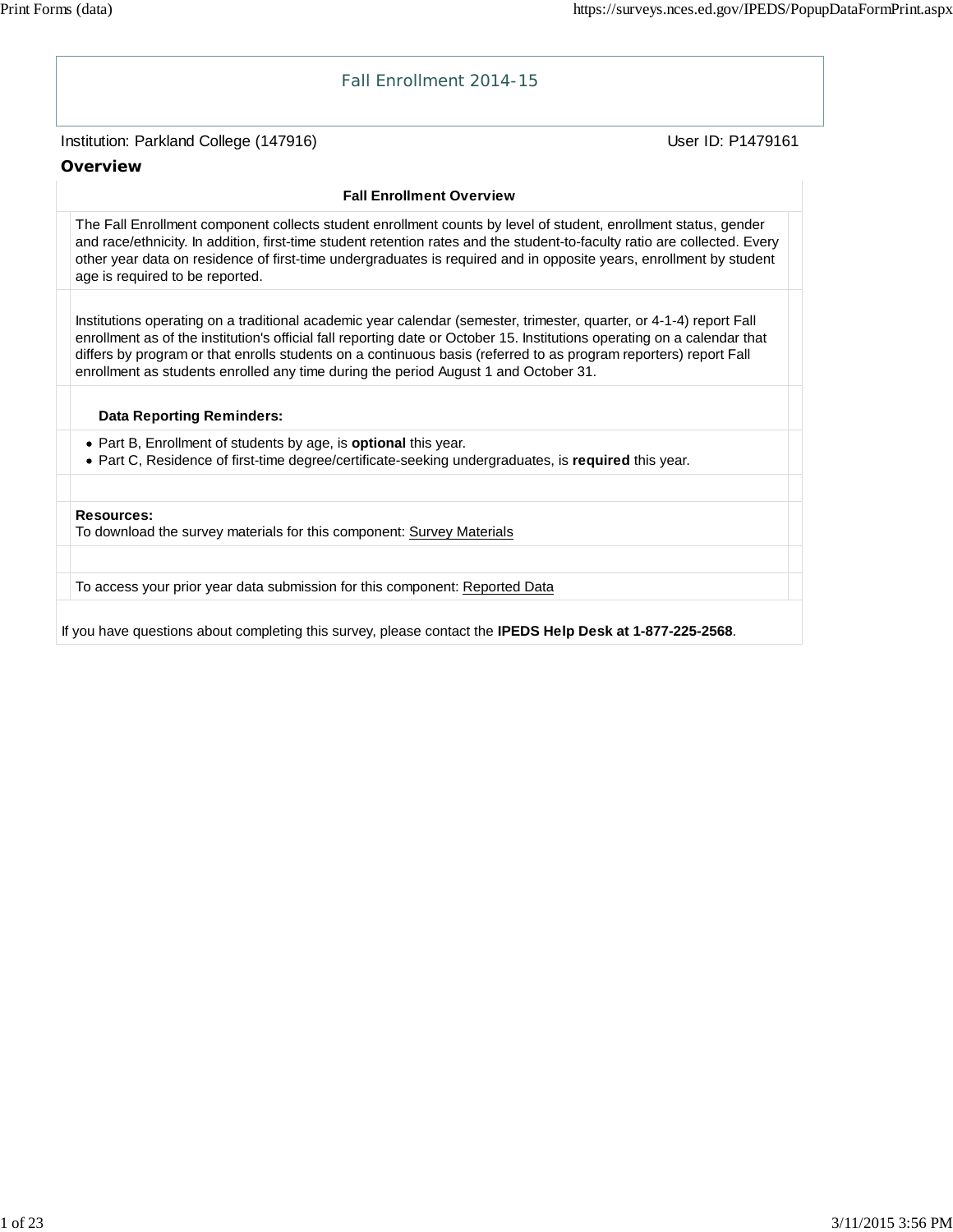# Fall Enrollment 2014-15

Institution: Parkland College (147916) User ID: P1479161

## Overview

**Fall Enrollment Overview**

The Fall Enrollment component collects student enrollment counts by level of student, enrollment status, gender and race/ethnicity. In addition, first-time student retention rates and the student-to-faculty ratio are collected. Every other year data on residence of first-time undergraduates is required and in opposite years, enrollment by student age is required to be reported.

Institutions operating on a traditional academic year calendar (semester, trimester, quarter, or 4-1-4) report Fall enrollment as of the institution's official fall reporting date or October 15. Institutions operating on a calendar that differs by program or that enrolls students on a continuous basis (referred to as program reporters) report Fall enrollment as students enrolled any time during the period August 1 and October 31.

**Data Reporting Reminders:**

- Part B, Enrollment of students by age, is **optional** this year.
- Part C, Residence of first-time degree/certificate-seeking undergraduates, is **required** this year.

**Resources:**
To download the survey materials for this component: Survey Materials

To access your prior year data submission for this component: Reported Data

If you have questions about completing this survey, please contact the **IPEDS Help Desk at 1-877-225-2568**.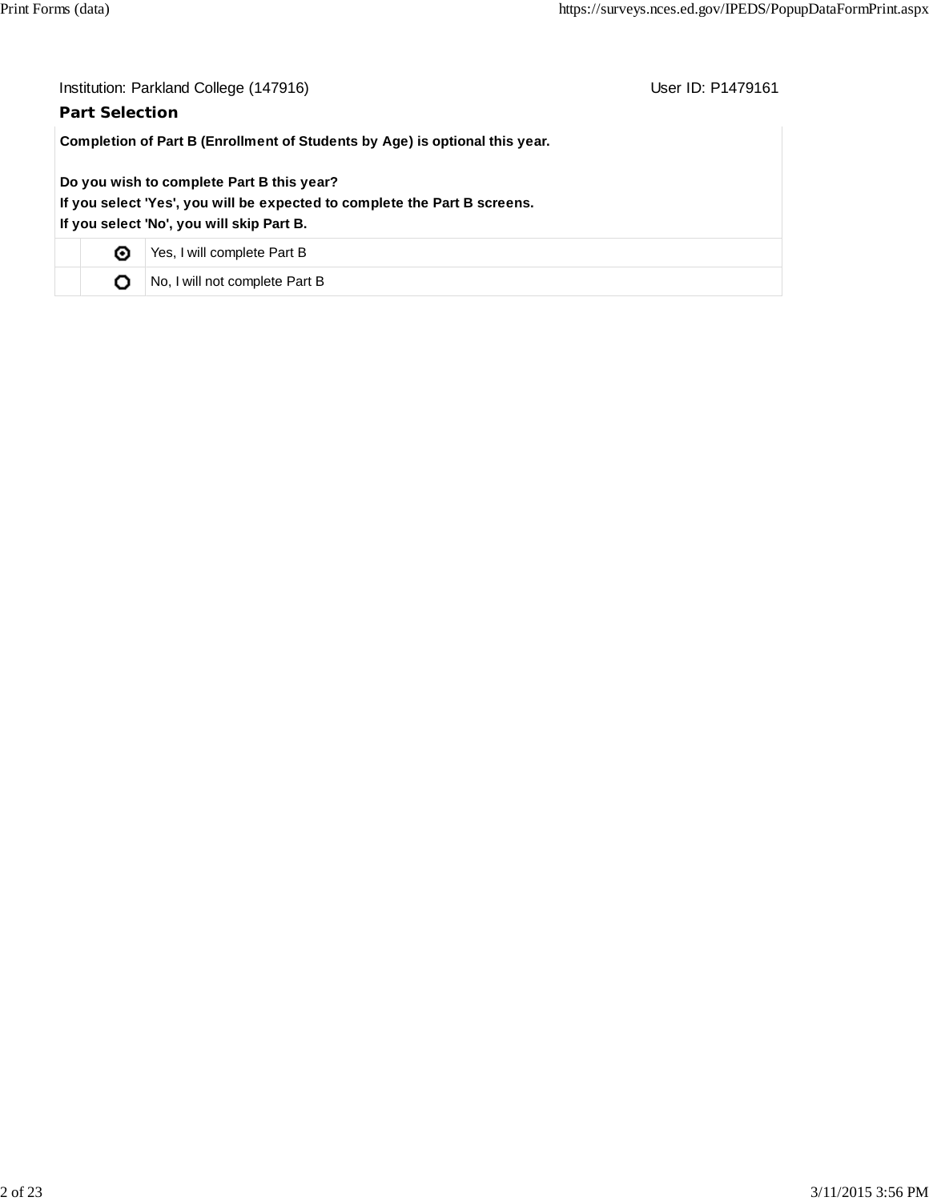Institution: Parkland College (147916) User ID: P1479161

## Part Selection

**Completion of Part B (Enrollment of Students by Age) is optional this year.**

**Do you wish to complete Part B this year?**
**If you select 'Yes', you will be expected to complete the Part B screens.**
**If you select 'No', you will skip Part B.**

| | | |
|---|---|---|
| | ◉ | Yes, I will complete Part B |
| | ○ | No, I will not complete Part B |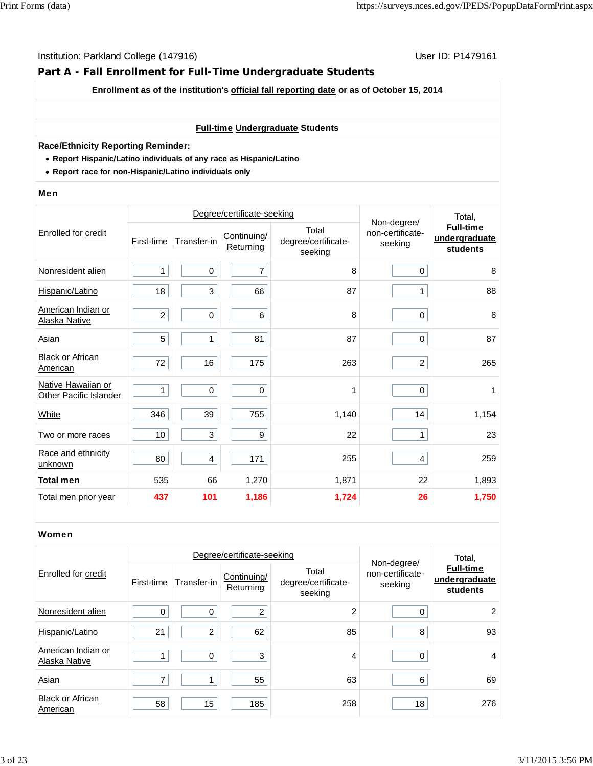Institution: Parkland College (147916) User ID: P1479161

## Part A - Fall Enrollment for Full-Time Undergraduate Students

**Enrollment as of the institution's official fall reporting date or as of October 15, 2014**

**Full-time Undergraduate Students**

**Race/Ethnicity Reporting Reminder:**

- **Report Hispanic/Latino individuals of any race as Hispanic/Latino**
- **Report race for non-Hispanic/Latino individuals only**

### Men

| Enrolled for credit | Degree/certificate-seeking | | | | Non-degree/ non-certificate-seeking | Total, Full-time undergraduate students |
|---|---|---|---|---|---|---|
| | First-time | Transfer-in | Continuing/ Returning | Total degree/certificate-seeking | | |
| Nonresident alien | 1 | 0 | 7 | 8 | 0 | 8 |
| Hispanic/Latino | 18 | 3 | 66 | 87 | 1 | 88 |
| American Indian or Alaska Native | 2 | 0 | 6 | 8 | 0 | 8 |
| Asian | 5 | 1 | 81 | 87 | 0 | 87 |
| Black or African American | 72 | 16 | 175 | 263 | 2 | 265 |
| Native Hawaiian or Other Pacific Islander | 1 | 0 | 0 | 1 | 0 | 1 |
| White | 346 | 39 | 755 | 1,140 | 14 | 1,154 |
| Two or more races | 10 | 3 | 9 | 22 | 1 | 23 |
| Race and ethnicity unknown | 80 | 4 | 171 | 255 | 4 | 259 |
| **Total men** | 535 | 66 | 1,270 | 1,871 | 22 | 1,893 |
| Total men prior year | 437 | 101 | 1,186 | 1,724 | 26 | 1,750 |

### Women

| Enrolled for credit | Degree/certificate-seeking | | | | Non-degree/ non-certificate-seeking | Total, Full-time undergraduate students |
|---|---|---|---|---|---|---|
| | First-time | Transfer-in | Continuing/ Returning | Total degree/certificate-seeking | | |
| Nonresident alien | 0 | 0 | 2 | 2 | 0 | 2 |
| Hispanic/Latino | 21 | 2 | 62 | 85 | 8 | 93 |
| American Indian or Alaska Native | 1 | 0 | 3 | 4 | 0 | 4 |
| Asian | 7 | 1 | 55 | 63 | 6 | 69 |
| Black or African American | 58 | 15 | 185 | 258 | 18 | 276 |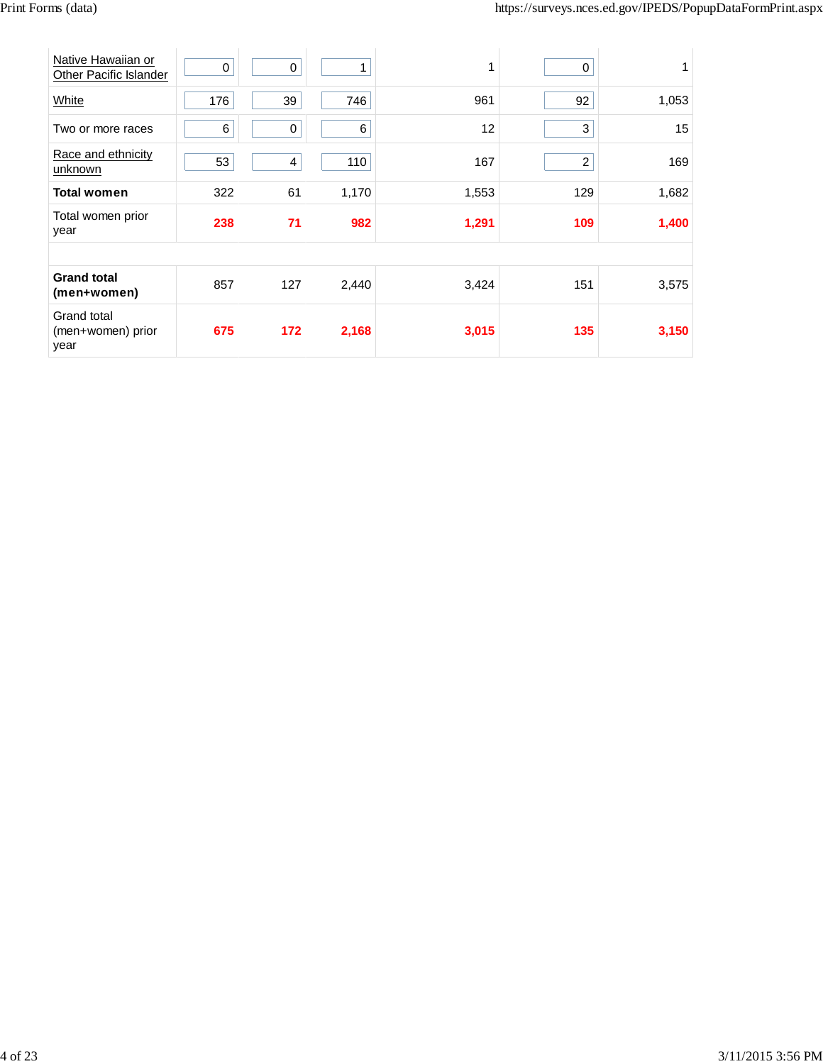| | | | | | | |
|---|---|---|---|---|---|---|
| Native Hawaiian or Other Pacific Islander | 0 | 0 | 1 | 1 | 0 | 1 |
| White | 176 | 39 | 746 | 961 | 92 | 1,053 |
| Two or more races | 6 | 0 | 6 | 12 | 3 | 15 |
| Race and ethnicity unknown | 53 | 4 | 110 | 167 | 2 | 169 |
| **Total women** | 322 | 61 | 1,170 | 1,553 | 129 | 1,682 |
| Total women prior year | **238** | **71** | **982** | **1,291** | **109** | **1,400** |
| | | | | | | |
| **Grand total (men+women)** | 857 | 127 | 2,440 | 3,424 | 151 | 3,575 |
| Grand total (men+women) prior year | **675** | **172** | **2,168** | **3,015** | **135** | **3,150** |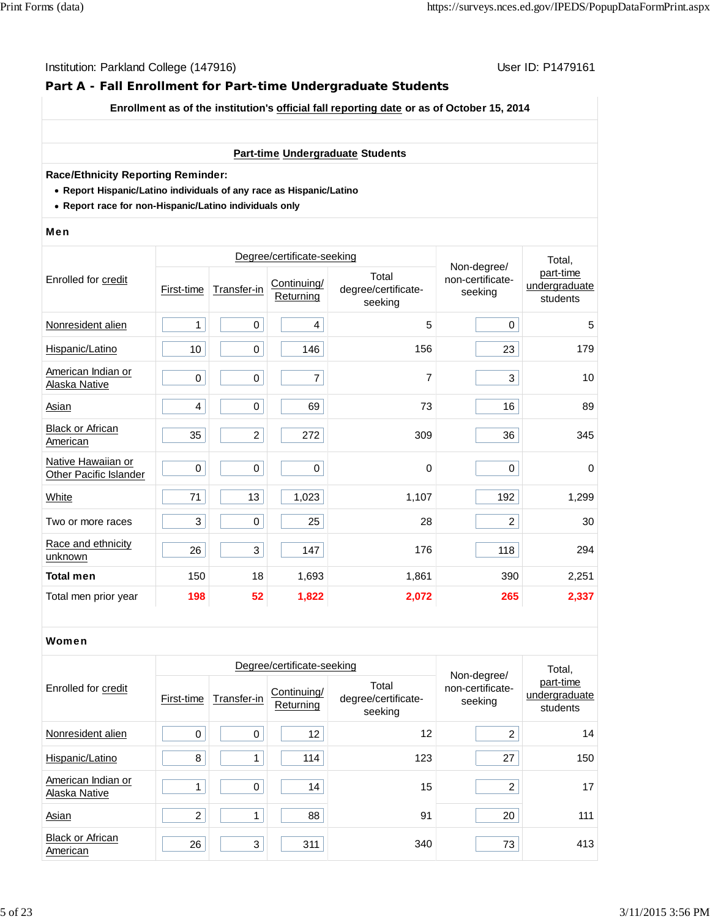Institution: Parkland College (147916) User ID: P1479161

## Part A - Fall Enrollment for Part-time Undergraduate Students

**Enrollment as of the institution's official fall reporting date or as of October 15, 2014**

**Part-time Undergraduate Students**

**Race/Ethnicity Reporting Reminder:**

- **Report Hispanic/Latino individuals of any race as Hispanic/Latino**
- **Report race for non-Hispanic/Latino individuals only**

### Men

| Enrolled for credit | Degree/certificate-seeking | | | | Non-degree/ non-certificate-seeking | Total, part-time undergraduate students |
|---|---|---|---|---|---|---|
| | First-time | Transfer-in | Continuing/ Returning | Total degree/certificate-seeking | | |
| Nonresident alien | 1 | 0 | 4 | 5 | 0 | 5 |
| Hispanic/Latino | 10 | 0 | 146 | 156 | 23 | 179 |
| American Indian or Alaska Native | 0 | 0 | 7 | 7 | 3 | 10 |
| Asian | 4 | 0 | 69 | 73 | 16 | 89 |
| Black or African American | 35 | 2 | 272 | 309 | 36 | 345 |
| Native Hawaiian or Other Pacific Islander | 0 | 0 | 0 | 0 | 0 | 0 |
| White | 71 | 13 | 1,023 | 1,107 | 192 | 1,299 |
| Two or more races | 3 | 0 | 25 | 28 | 2 | 30 |
| Race and ethnicity unknown | 26 | 3 | 147 | 176 | 118 | 294 |
| **Total men** | 150 | 18 | 1,693 | 1,861 | 390 | 2,251 |
| Total men prior year | **198** | **52** | **1,822** | **2,072** | **265** | **2,337** |

### Women

| Enrolled for credit | Degree/certificate-seeking | | | | Non-degree/ non-certificate-seeking | Total, part-time undergraduate students |
|---|---|---|---|---|---|---|
| | First-time | Transfer-in | Continuing/ Returning | Total degree/certificate-seeking | | |
| Nonresident alien | 0 | 0 | 12 | 12 | 2 | 14 |
| Hispanic/Latino | 8 | 1 | 114 | 123 | 27 | 150 |
| American Indian or Alaska Native | 1 | 0 | 14 | 15 | 2 | 17 |
| Asian | 2 | 1 | 88 | 91 | 20 | 111 |
| Black or African American | 26 | 3 | 311 | 340 | 73 | 413 |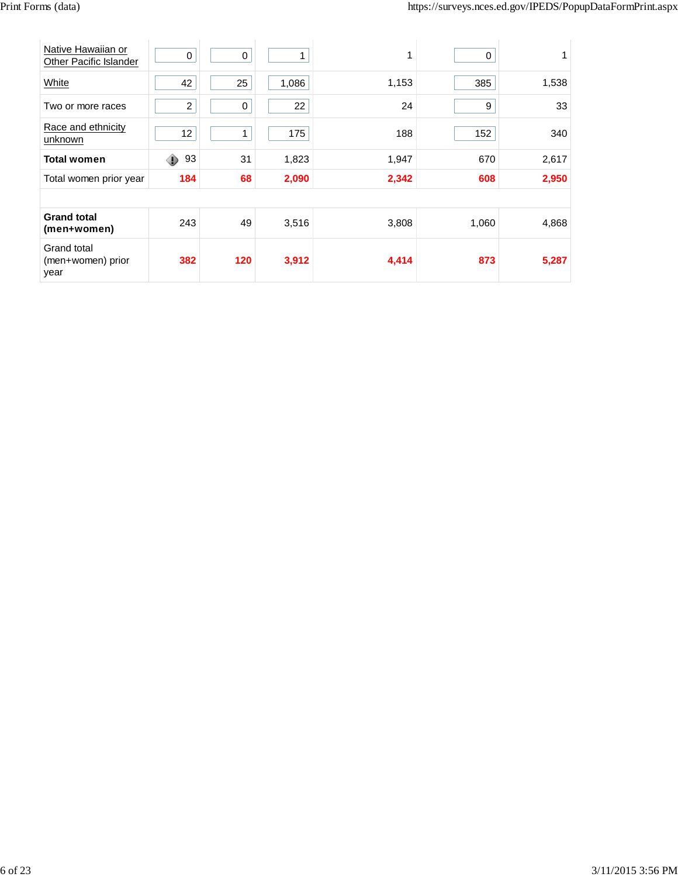| | | | | | | |
|---|---|---|---|---|---|---|
| Native Hawaiian or Other Pacific Islander | 0 | 0 | 1 | 1 | 0 | 1 |
| White | 42 | 25 | 1,086 | 1,153 | 385 | 1,538 |
| Two or more races | 2 | 0 | 22 | 24 | 9 | 33 |
| Race and ethnicity unknown | 12 | 1 | 175 | 188 | 152 | 340 |
| **Total women** | 93 | 31 | 1,823 | 1,947 | 670 | 2,617 |
| Total women prior year | **184** | **68** | **2,090** | **2,342** | **608** | **2,950** |
| | | | | | | |
| **Grand total (men+women)** | 243 | 49 | 3,516 | 3,808 | 1,060 | 4,868 |
| Grand total (men+women) prior year | **382** | **120** | **3,912** | **4,414** | **873** | **5,287** |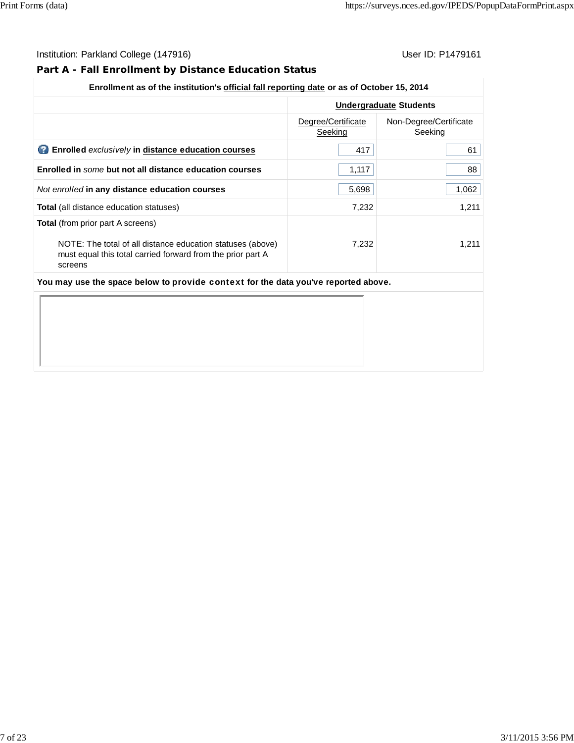Institution: Parkland College (147916) User ID: P1479161

## Part A - Fall Enrollment by Distance Education Status

| Enrollment as of the institution's official fall reporting date or as of October 15, 2014 | | |
|---|---|---|
| | **Undergraduate Students** | |
| | Degree/Certificate Seeking | Non-Degree/Certificate Seeking |
| **Enrolled** *exclusively* **in distance education courses** | 417 | 61 |
| **Enrolled in** *some* **but not all distance education courses** | 1,117 | 88 |
| *Not enrolled* **in any distance education courses** | 5,698 | 1,062 |
| **Total** (all distance education statuses) | 7,232 | 1,211 |
| **Total** (from prior part A screens)<br><br>NOTE: The total of all distance education statuses (above) must equal this total carried forward from the prior part A screens | 7,232 | 1,211 |

**You may use the space below to provide context for the data you've reported above.**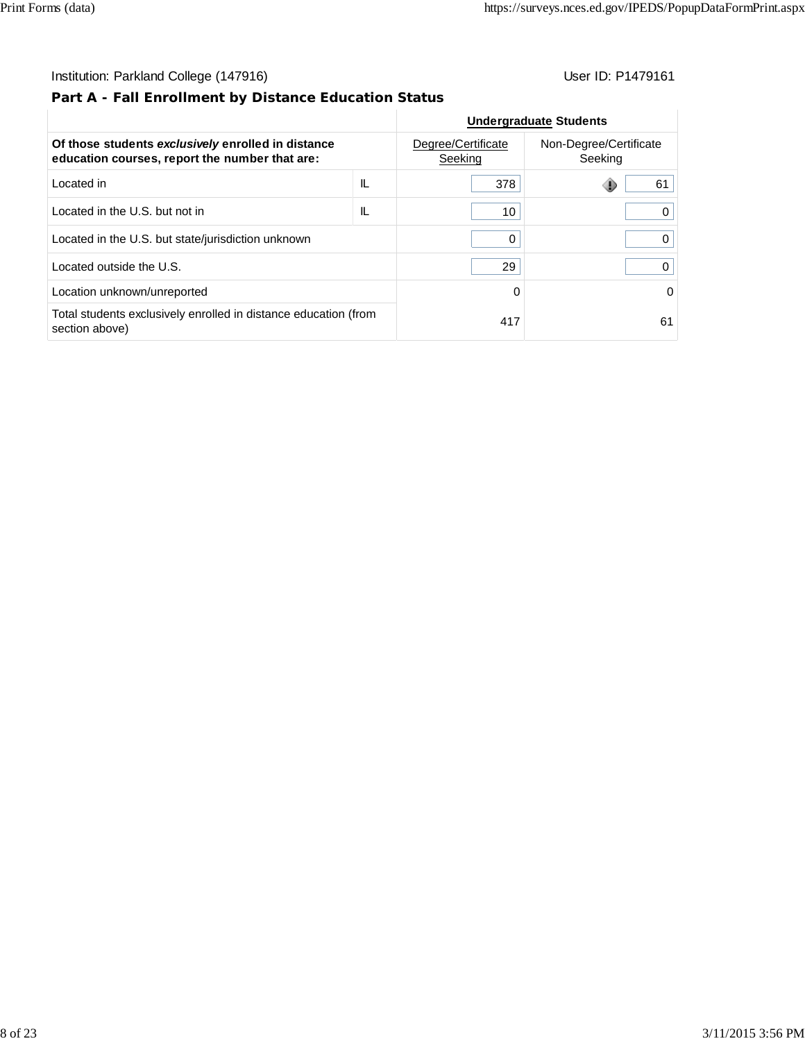Institution: Parkland College (147916)

User ID: P1479161

## Part A - Fall Enrollment by Distance Education Status

| | | Undergraduate Students | |
|---|---|---|---|
| **Of those students *exclusively* enrolled in distance education courses, report the number that are:** | | Degree/Certificate Seeking | Non-Degree/Certificate Seeking |
| Located in | IL | 378 | 61 |
| Located in the U.S. but not in | IL | 10 | 0 |
| Located in the U.S. but state/jurisdiction unknown | | 0 | 0 |
| Located outside the U.S. | | 29 | 0 |
| Location unknown/unreported | | 0 | 0 |
| Total students exclusively enrolled in distance education (from section above) | | 417 | 61 |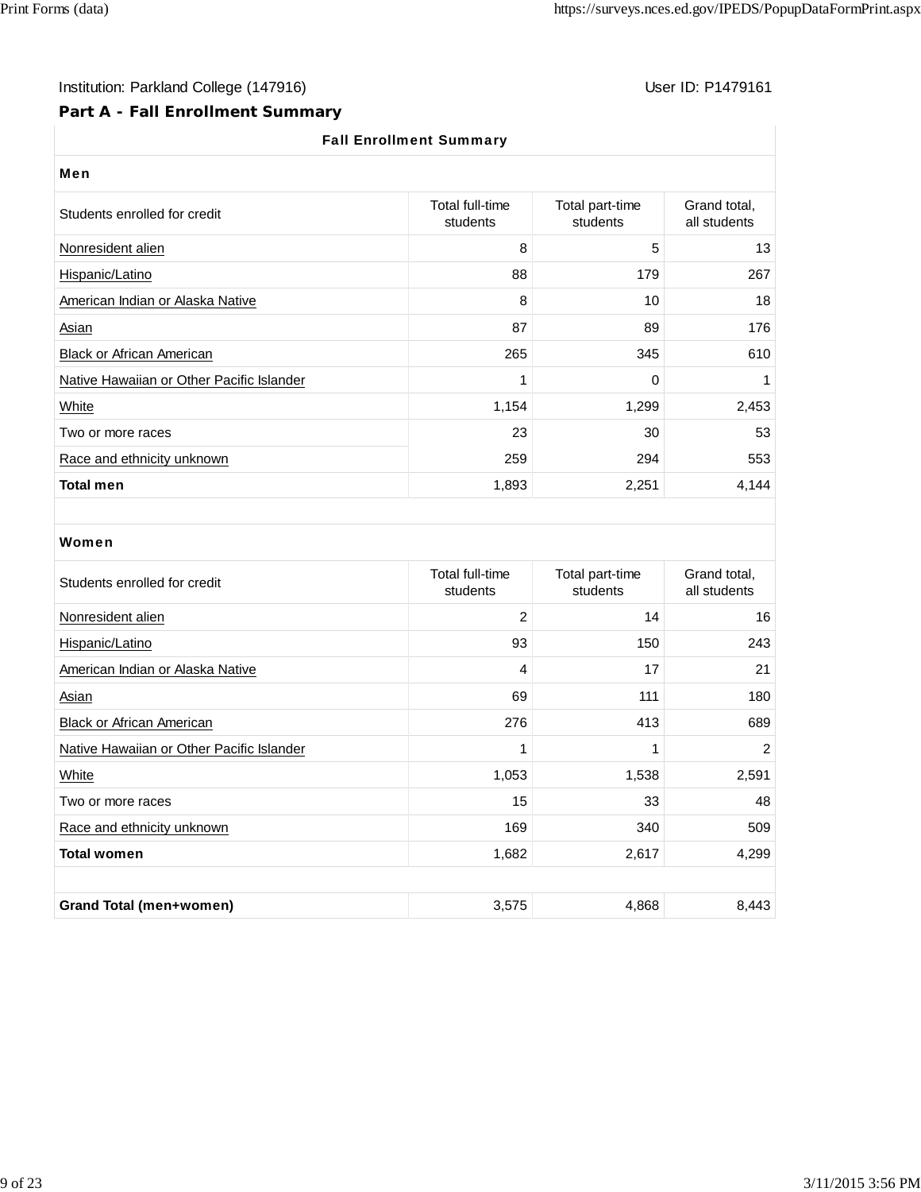Institution: Parkland College (147916)

User ID: P1479161

## Part A - Fall Enrollment Summary

| Fall Enrollment Summary | | | |
|---|---|---|---|
| **Men** | | | |
| Students enrolled for credit | Total full-time students | Total part-time students | Grand total, all students |
| Nonresident alien | 8 | 5 | 13 |
| Hispanic/Latino | 88 | 179 | 267 |
| American Indian or Alaska Native | 8 | 10 | 18 |
| Asian | 87 | 89 | 176 |
| Black or African American | 265 | 345 | 610 |
| Native Hawaiian or Other Pacific Islander | 1 | 0 | 1 |
| White | 1,154 | 1,299 | 2,453 |
| Two or more races | 23 | 30 | 53 |
| Race and ethnicity unknown | 259 | 294 | 553 |
| **Total men** | 1,893 | 2,251 | 4,144 |
| | | | |
| **Women** | | | |
| Students enrolled for credit | Total full-time students | Total part-time students | Grand total, all students |
| Nonresident alien | 2 | 14 | 16 |
| Hispanic/Latino | 93 | 150 | 243 |
| American Indian or Alaska Native | 4 | 17 | 21 |
| Asian | 69 | 111 | 180 |
| Black or African American | 276 | 413 | 689 |
| Native Hawaiian or Other Pacific Islander | 1 | 1 | 2 |
| White | 1,053 | 1,538 | 2,591 |
| Two or more races | 15 | 33 | 48 |
| Race and ethnicity unknown | 169 | 340 | 509 |
| **Total women** | 1,682 | 2,617 | 4,299 |
| | | | |
| **Grand Total (men+women)** | 3,575 | 4,868 | 8,443 |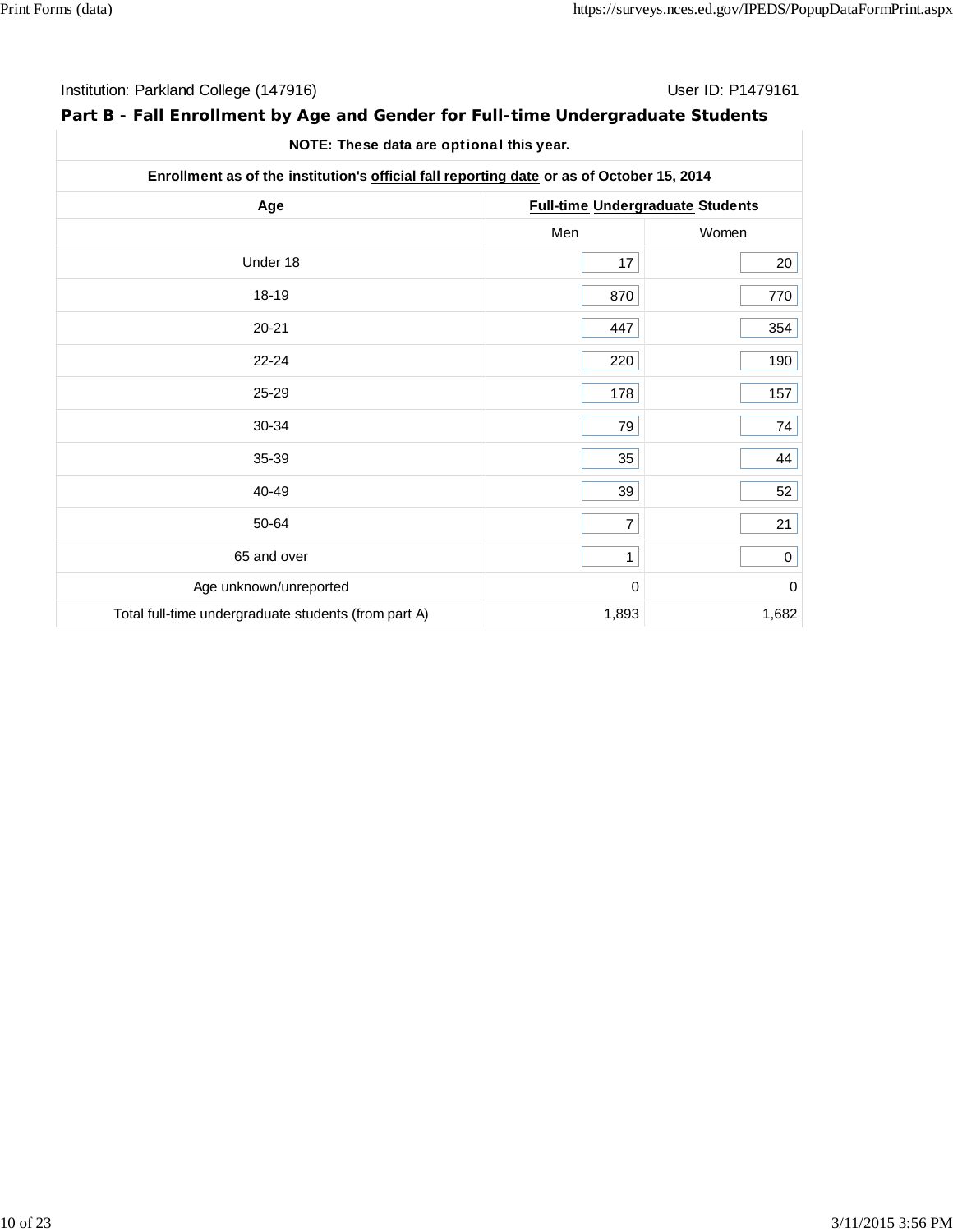Institution: Parkland College (147916) User ID: P1479161

## Part B - Fall Enrollment by Age and Gender for Full-time Undergraduate Students

| NOTE: These data are **optional** this year. | | |
|---|---|---|
| **Enrollment as of the institution's official fall reporting date or as of October 15, 2014** | | |
| **Age** | **Full-time Undergraduate Students** | |
| | Men | Women |
| Under 18 | 17 | 20 |
| 18-19 | 870 | 770 |
| 20-21 | 447 | 354 |
| 22-24 | 220 | 190 |
| 25-29 | 178 | 157 |
| 30-34 | 79 | 74 |
| 35-39 | 35 | 44 |
| 40-49 | 39 | 52 |
| 50-64 | 7 | 21 |
| 65 and over | 1 | 0 |
| Age unknown/unreported | 0 | 0 |
| Total full-time undergraduate students (from part A) | 1,893 | 1,682 |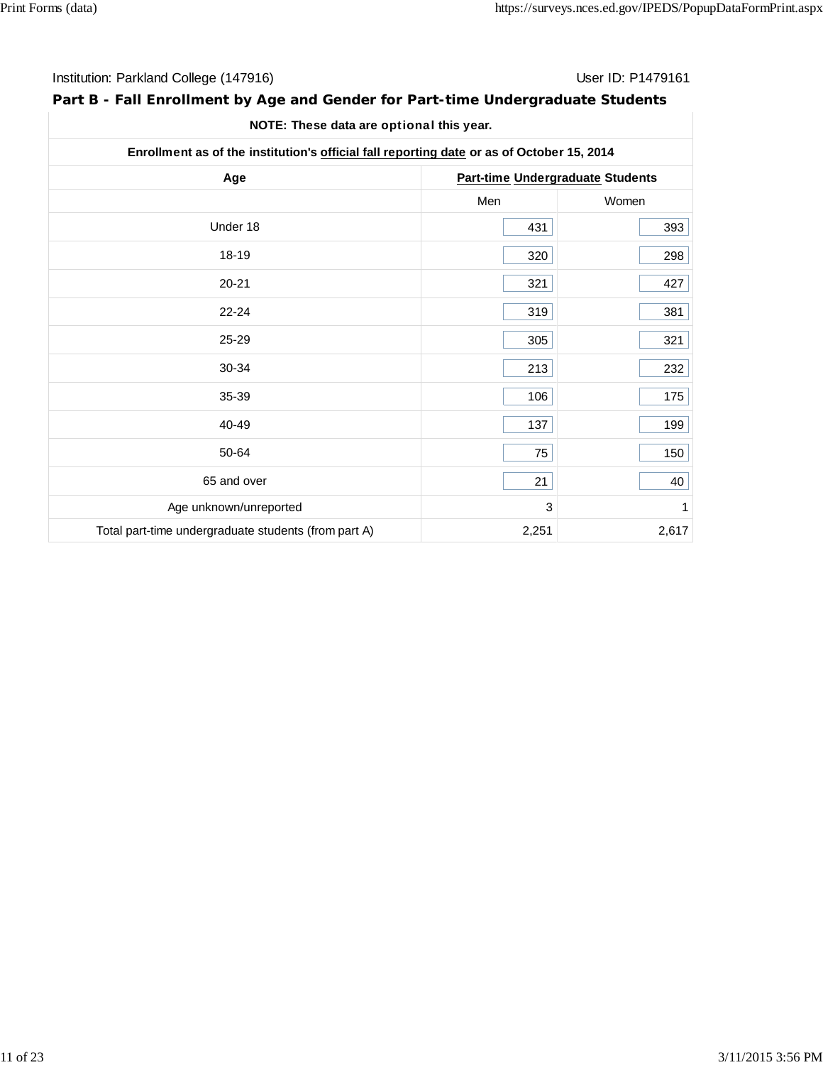Institution: Parkland College (147916) User ID: P1479161

## Part B - Fall Enrollment by Age and Gender for Part-time Undergraduate Students

| NOTE: These data are optional this year. | | |
|---|---|---|
| Enrollment as of the institution's official fall reporting date or as of October 15, 2014 | | |
| Age | Part-time Undergraduate Students | |
| | Men | Women |
| Under 18 | 431 | 393 |
| 18-19 | 320 | 298 |
| 20-21 | 321 | 427 |
| 22-24 | 319 | 381 |
| 25-29 | 305 | 321 |
| 30-34 | 213 | 232 |
| 35-39 | 106 | 175 |
| 40-49 | 137 | 199 |
| 50-64 | 75 | 150 |
| 65 and over | 21 | 40 |
| Age unknown/unreported | 3 | 1 |
| Total part-time undergraduate students (from part A) | 2,251 | 2,617 |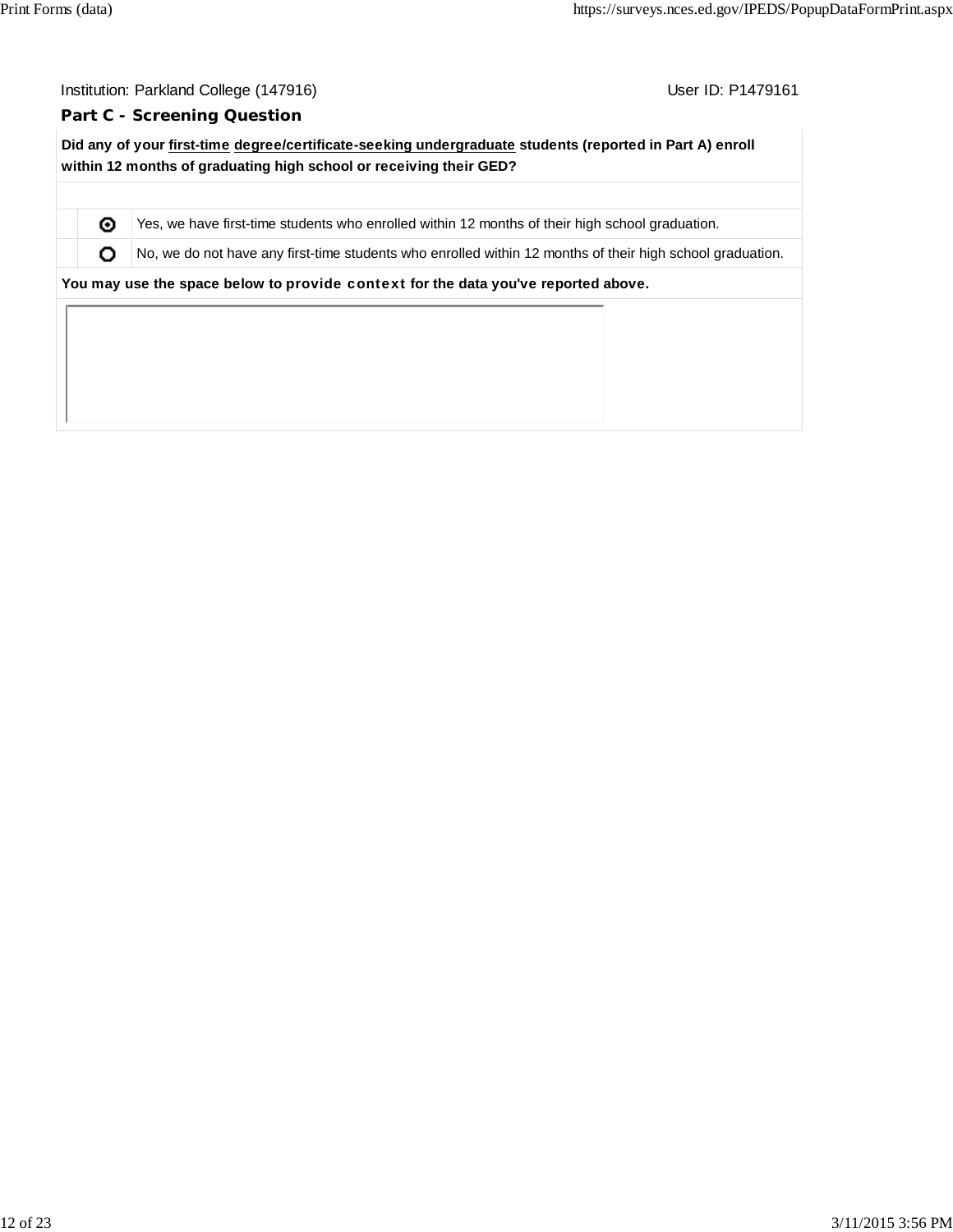Institution: Parkland College (147916) User ID: P1479161

## Part C - Screening Question

**Did any of your first-time degree/certificate-seeking undergraduate students (reported in Part A) enroll within 12 months of graduating high school or receiving their GED?**

| | |
|---|---|
| (selected) | Yes, we have first-time students who enrolled within 12 months of their high school graduation. |
| (not selected) | No, we do not have any first-time students who enrolled within 12 months of their high school graduation. |

**You may use the space below to provide context for the data you've reported above.**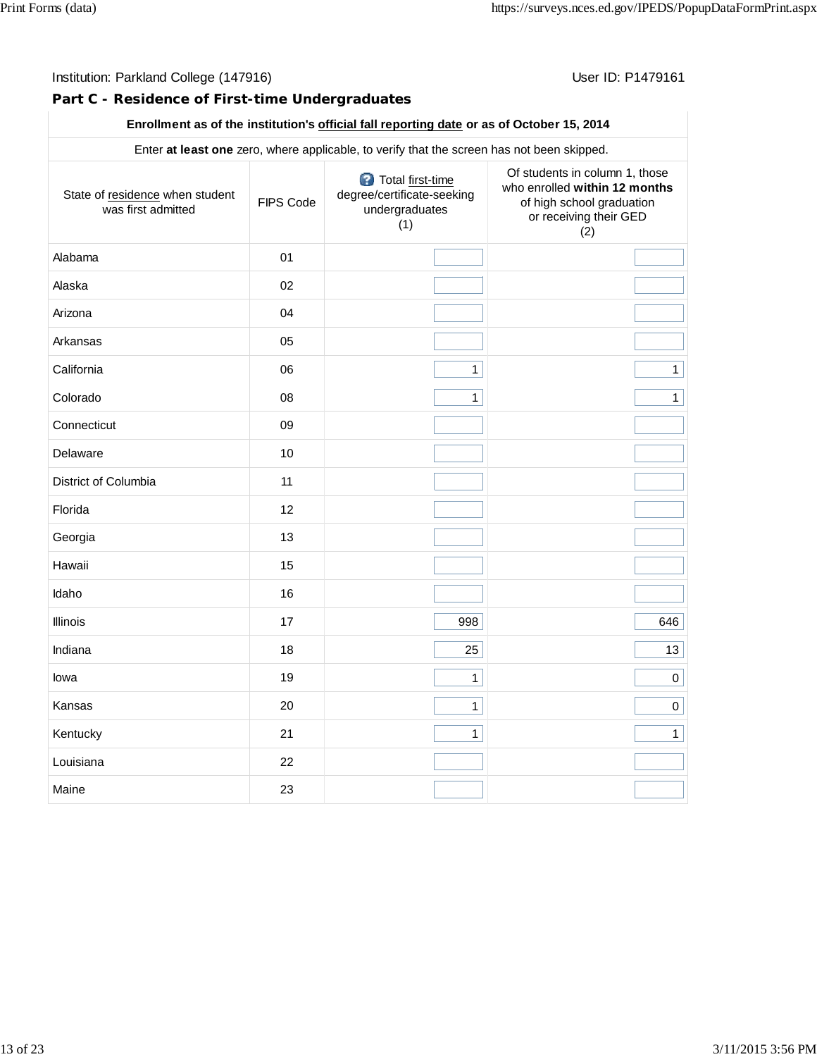Institution: Parkland College (147916)

User ID: P1479161

## Part C - Residence of First-time Undergraduates

| Enrollment as of the institution's official fall reporting date or as of October 15, 2014 | | | |
|---|---|---|---|
| Enter **at least one** zero, where applicable, to verify that the screen has not been skipped. | | | |
| State of residence when student was first admitted | FIPS Code | Total first-time degree/certificate-seeking undergraduates (1) | Of students in column 1, those who enrolled **within 12 months** of high school graduation or receiving their GED (2) |
| Alabama | 01 | | |
| Alaska | 02 | | |
| Arizona | 04 | | |
| Arkansas | 05 | | |
| California | 06 | 1 | 1 |
| Colorado | 08 | 1 | 1 |
| Connecticut | 09 | | |
| Delaware | 10 | | |
| District of Columbia | 11 | | |
| Florida | 12 | | |
| Georgia | 13 | | |
| Hawaii | 15 | | |
| Idaho | 16 | | |
| Illinois | 17 | 998 | 646 |
| Indiana | 18 | 25 | 13 |
| Iowa | 19 | 1 | 0 |
| Kansas | 20 | 1 | 0 |
| Kentucky | 21 | 1 | 1 |
| Louisiana | 22 | | |
| Maine | 23 | | |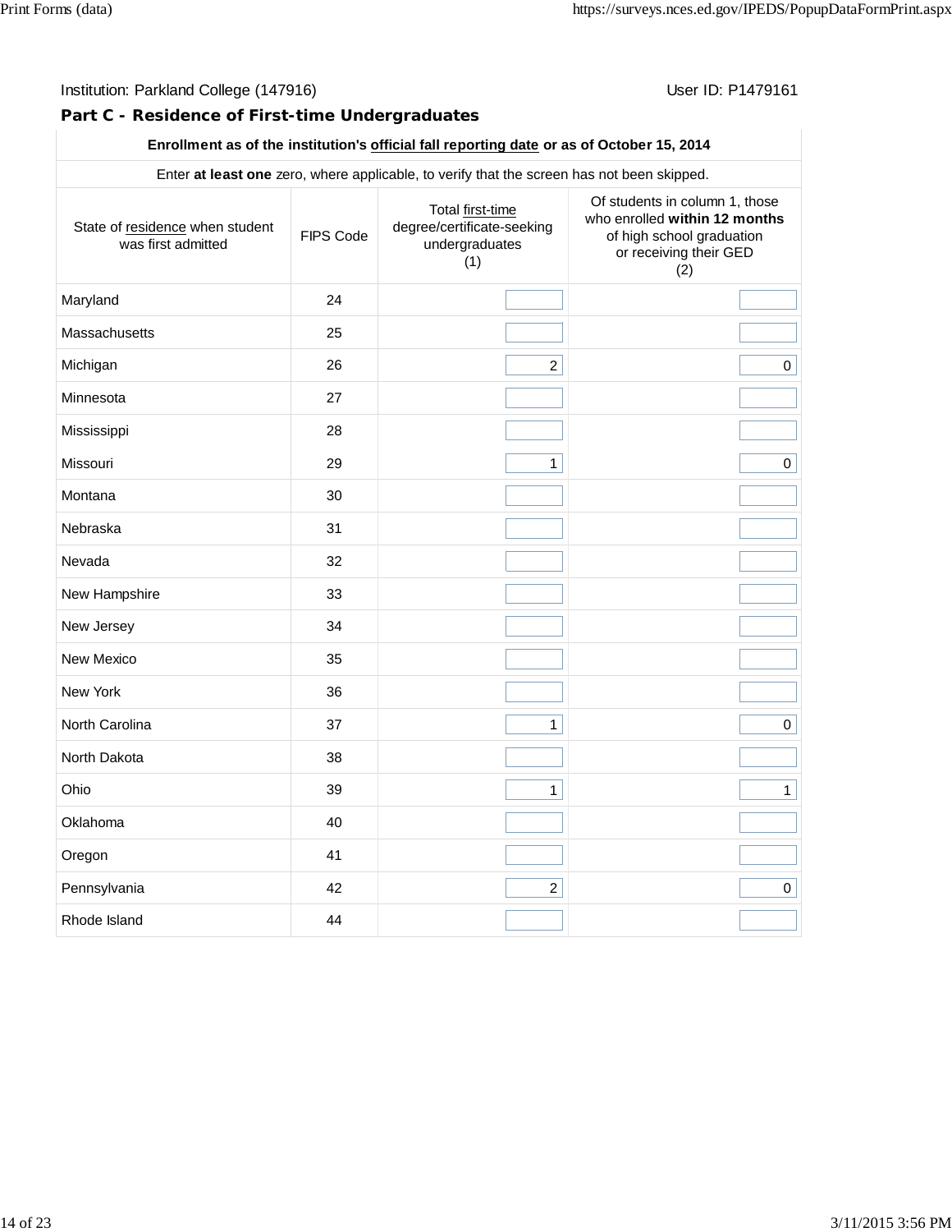Institution: Parkland College (147916)

User ID: P1479161

## Part C - Residence of First-time Undergraduates

| Enrollment as of the institution's official fall reporting date or as of October 15, 2014 | | | |
|---|---|---|---|
| Enter **at least one** zero, where applicable, to verify that the screen has not been skipped. | | | |
| State of residence when student was first admitted | FIPS Code | Total first-time degree/certificate-seeking undergraduates (1) | Of students in column 1, those who enrolled **within 12 months** of high school graduation or receiving their GED (2) |
| Maryland | 24 | | |
| Massachusetts | 25 | | |
| Michigan | 26 | 2 | 0 |
| Minnesota | 27 | | |
| Mississippi | 28 | | |
| Missouri | 29 | 1 | 0 |
| Montana | 30 | | |
| Nebraska | 31 | | |
| Nevada | 32 | | |
| New Hampshire | 33 | | |
| New Jersey | 34 | | |
| New Mexico | 35 | | |
| New York | 36 | | |
| North Carolina | 37 | 1 | 0 |
| North Dakota | 38 | | |
| Ohio | 39 | 1 | 1 |
| Oklahoma | 40 | | |
| Oregon | 41 | | |
| Pennsylvania | 42 | 2 | 0 |
| Rhode Island | 44 | | |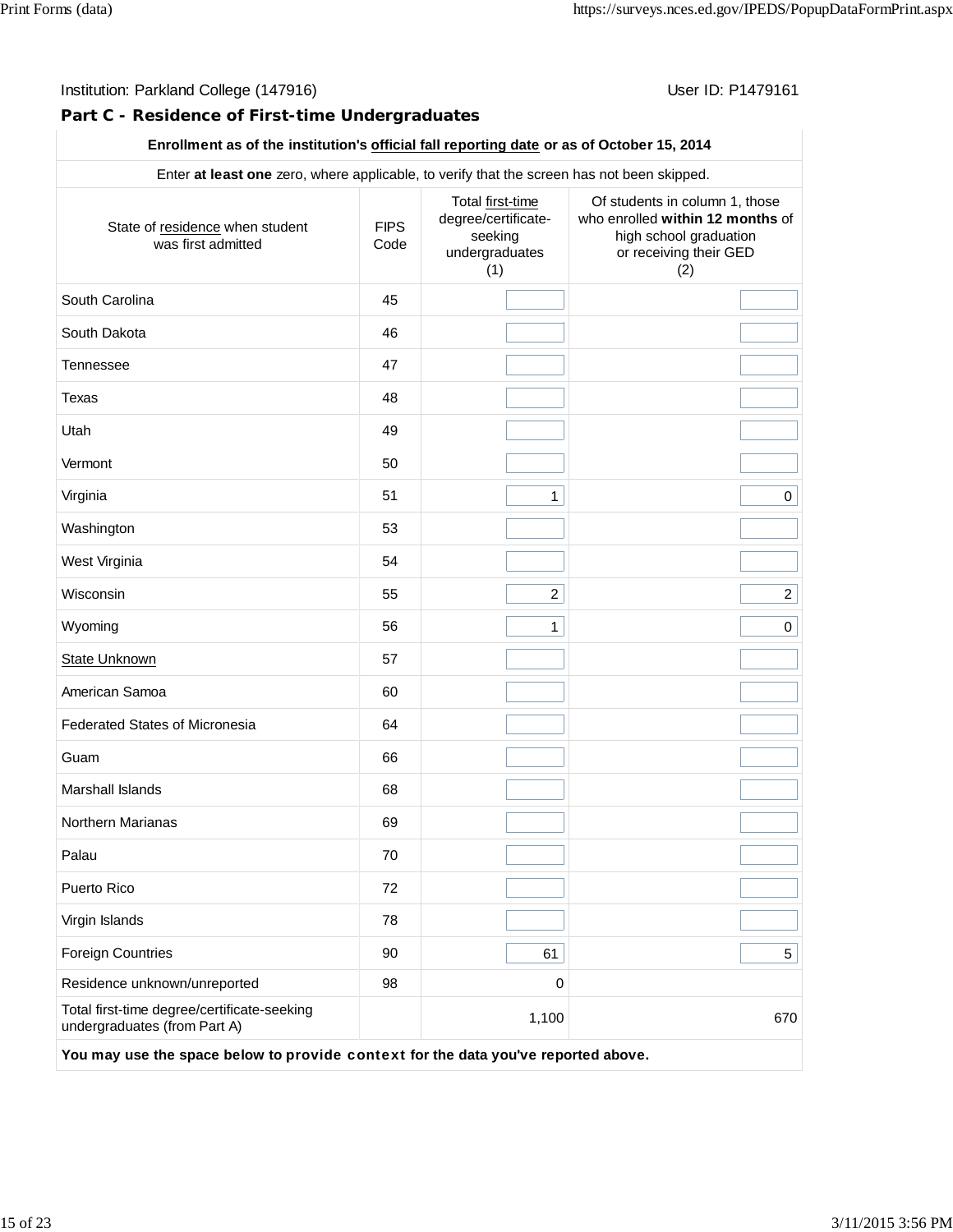Institution: Parkland College (147916)

User ID: P1479161

## Part C - Residence of First-time Undergraduates

| Enrollment as of the institution's official fall reporting date or as of October 15, 2014 | | | |
|---|---|---|---|
| Enter **at least one** zero, where applicable, to verify that the screen has not been skipped. | | | |
| State of residence when student was first admitted | FIPS Code | Total first-time degree/certificate-seeking undergraduates (1) | Of students in column 1, those who enrolled **within 12 months** of high school graduation or receiving their GED (2) |
| South Carolina | 45 | | |
| South Dakota | 46 | | |
| Tennessee | 47 | | |
| Texas | 48 | | |
| Utah | 49 | | |
| Vermont | 50 | | |
| Virginia | 51 | 1 | 0 |
| Washington | 53 | | |
| West Virginia | 54 | | |
| Wisconsin | 55 | 2 | 2 |
| Wyoming | 56 | 1 | 0 |
| State Unknown | 57 | | |
| American Samoa | 60 | | |
| Federated States of Micronesia | 64 | | |
| Guam | 66 | | |
| Marshall Islands | 68 | | |
| Northern Marianas | 69 | | |
| Palau | 70 | | |
| Puerto Rico | 72 | | |
| Virgin Islands | 78 | | |
| Foreign Countries | 90 | 61 | 5 |
| Residence unknown/unreported | 98 | 0 | |
| Total first-time degree/certificate-seeking undergraduates (from Part A) | | 1,100 | 670 |

**You may use the space below to provide context for the data you've reported above.**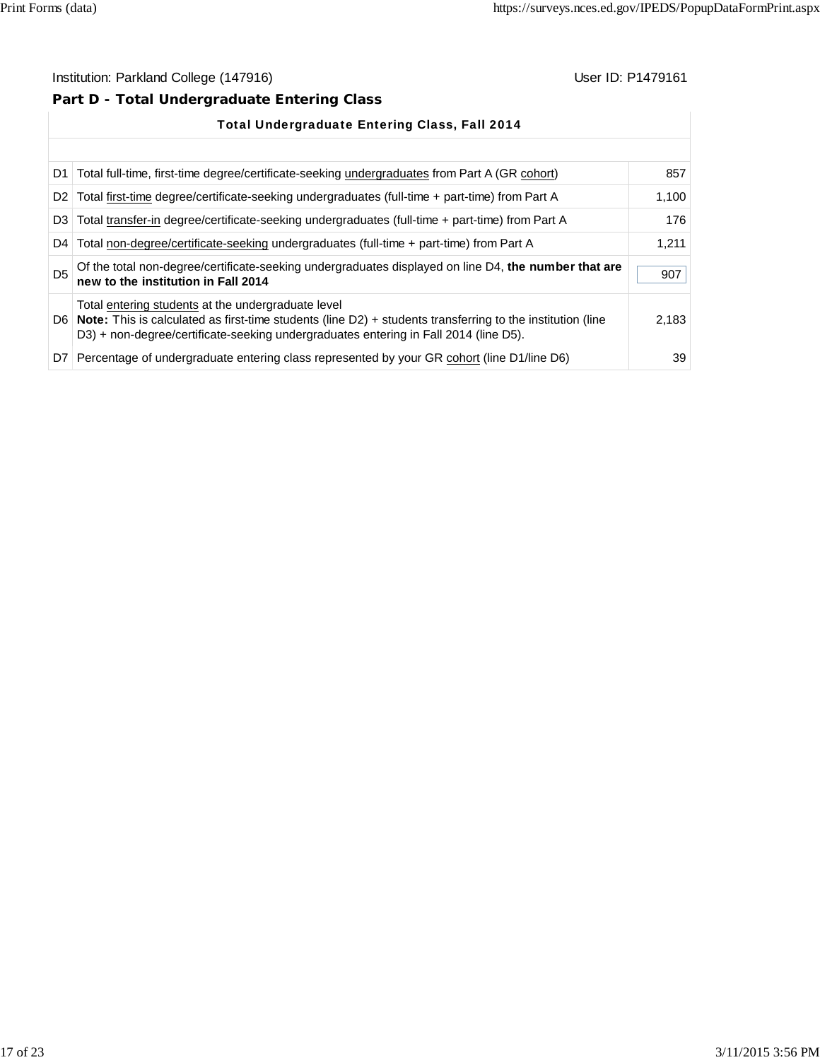Institution: Parkland College (147916) User ID: P1479161

## Part D - Total Undergraduate Entering Class

| | Total Undergraduate Entering Class, Fall 2014 | |
|---|---|---|
| D1 | Total full-time, first-time degree/certificate-seeking undergraduates from Part A (GR cohort) | 857 |
| D2 | Total first-time degree/certificate-seeking undergraduates (full-time + part-time) from Part A | 1,100 |
| D3 | Total transfer-in degree/certificate-seeking undergraduates (full-time + part-time) from Part A | 176 |
| D4 | Total non-degree/certificate-seeking undergraduates (full-time + part-time) from Part A | 1,211 |
| D5 | Of the total non-degree/certificate-seeking undergraduates displayed on line D4, **the number that are new to the institution in Fall 2014** | 907 |
| D6 | Total entering students at the undergraduate level **Note:** This is calculated as first-time students (line D2) + students transferring to the institution (line D3) + non-degree/certificate-seeking undergraduates entering in Fall 2014 (line D5). | 2,183 |
| D7 | Percentage of undergraduate entering class represented by your GR cohort (line D1/line D6) | 39 |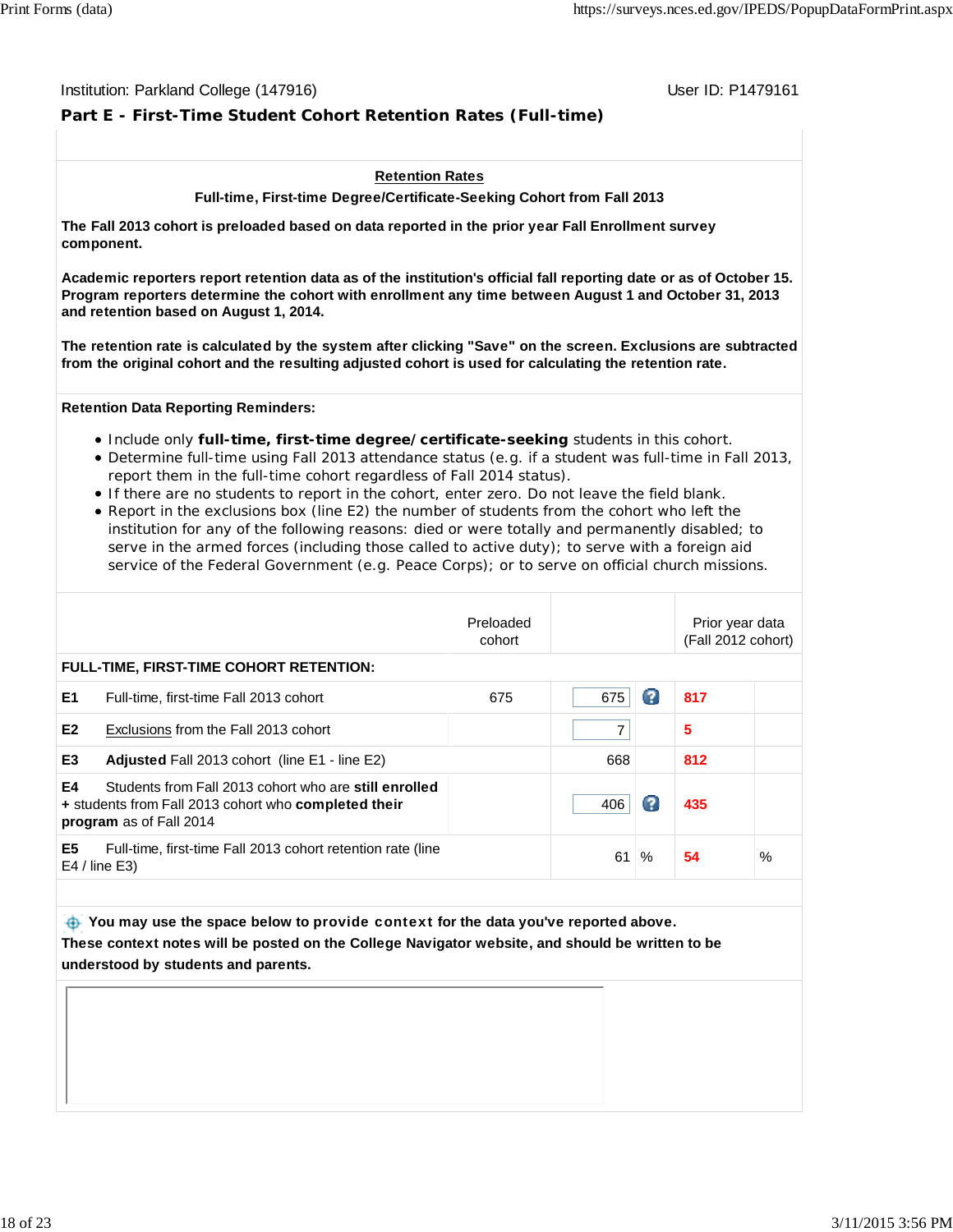Institution: Parkland College (147916)

User ID: P1479161

## Part E - First-Time Student Cohort Retention Rates (Full-time)

**Retention Rates**

**Full-time, First-time Degree/Certificate-Seeking Cohort from Fall 2013**

**The Fall 2013 cohort is preloaded based on data reported in the prior year Fall Enrollment survey component.**

**Academic reporters report retention data as of the institution's official fall reporting date or as of October 15. Program reporters determine the cohort with enrollment any time between August 1 and October 31, 2013 and retention based on August 1, 2014.**

**The retention rate is calculated by the system after clicking "Save" on the screen. Exclusions are subtracted from the original cohort and the resulting adjusted cohort is used for calculating the retention rate.**

**Retention Data Reporting Reminders:**

- Include only **full-time, first-time degree/certificate-seeking** students in this cohort.
- Determine full-time using Fall 2013 attendance status (e.g. if a student was full-time in Fall 2013, report them in the full-time cohort regardless of Fall 2014 status).
- If there are no students to report in the cohort, enter zero. Do not leave the field blank.
- Report in the exclusions box (line E2) the number of students from the cohort who left the institution for any of the following reasons: died or were totally and permanently disabled; to serve in the armed forces (including those called to active duty); to serve with a foreign aid service of the Federal Government (e.g. Peace Corps); or to serve on official church missions.

| | | Preloaded cohort | | Prior year data (Fall 2012 cohort) | |
|---|---|---|---|---|---|
| **FULL-TIME, FIRST-TIME COHORT RETENTION:** | | | | | |
| **E1** | Full-time, first-time Fall 2013 cohort | 675 | 675 | 817 | |
| **E2** | Exclusions from the Fall 2013 cohort | | 7 | 5 | |
| **E3** | **Adjusted** Fall 2013 cohort (line E1 - line E2) | | 668 | 812 | |
| **E4** | Students from Fall 2013 cohort who are **still enrolled** + students from Fall 2013 cohort who **completed their program** as of Fall 2014 | | 406 | 435 | |
| **E5** | Full-time, first-time Fall 2013 cohort retention rate (line E4 / line E3) | | 61 % | 54 | % |

**You may use the space below to provide context for the data you've reported above. These context notes will be posted on the College Navigator website, and should be written to be understood by students and parents.**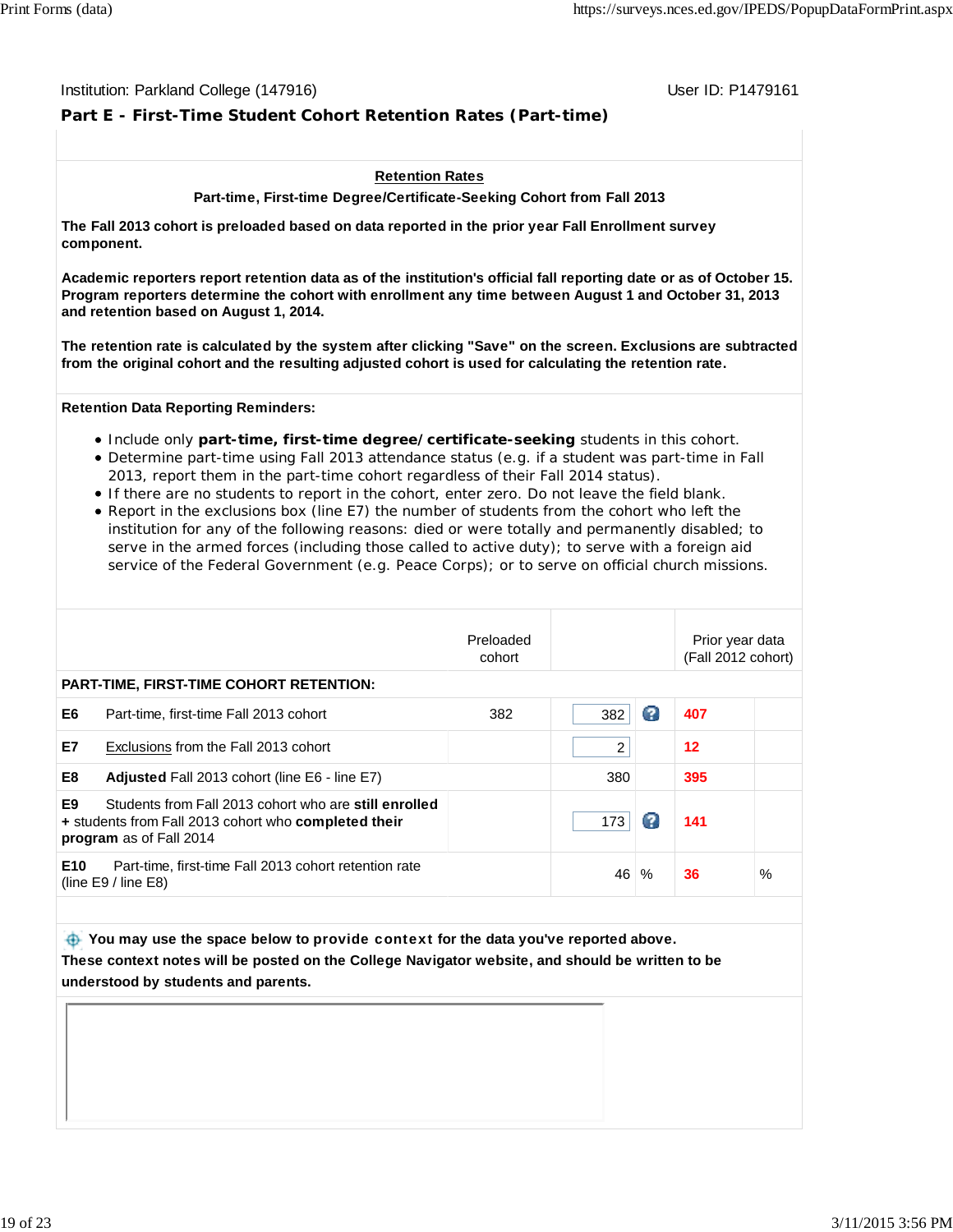Institution: Parkland College (147916)

User ID: P1479161

## Part E - First-Time Student Cohort Retention Rates (Part-time)

**Retention Rates**

**Part-time, First-time Degree/Certificate-Seeking Cohort from Fall 2013**

**The Fall 2013 cohort is preloaded based on data reported in the prior year Fall Enrollment survey component.**

**Academic reporters report retention data as of the institution's official fall reporting date or as of October 15. Program reporters determine the cohort with enrollment any time between August 1 and October 31, 2013 and retention based on August 1, 2014.**

**The retention rate is calculated by the system after clicking "Save" on the screen. Exclusions are subtracted from the original cohort and the resulting adjusted cohort is used for calculating the retention rate.**

**Retention Data Reporting Reminders:**

- Include only **part-time, first-time degree/certificate-seeking** students in this cohort.
- Determine part-time using Fall 2013 attendance status (e.g. if a student was part-time in Fall 2013, report them in the part-time cohort regardless of their Fall 2014 status).
- If there are no students to report in the cohort, enter zero. Do not leave the field blank.
- Report in the exclusions box (line E7) the number of students from the cohort who left the institution for any of the following reasons: died or were totally and permanently disabled; to serve in the armed forces (including those called to active duty); to serve with a foreign aid service of the Federal Government (e.g. Peace Corps); or to serve on official church missions.

| | | Preloaded cohort | | Prior year data (Fall 2012 cohort) | |
|---|---|---|---|---|---|
| **PART-TIME, FIRST-TIME COHORT RETENTION:** | | | | | |
| E6 | Part-time, first-time Fall 2013 cohort | 382 | 382 | 407 | |
| E7 | Exclusions from the Fall 2013 cohort | | 2 | 12 | |
| E8 | **Adjusted** Fall 2013 cohort (line E6 - line E7) | | 380 | 395 | |
| E9 | Students from Fall 2013 cohort who are **still enrolled** + students from Fall 2013 cohort who **completed their program** as of Fall 2014 | | 173 | 141 | |
| E10 | Part-time, first-time Fall 2013 cohort retention rate (line E9 / line E8) | | 46 % | 36 | % |

**You may use the space below to provide context for the data you've reported above. These context notes will be posted on the College Navigator website, and should be written to be understood by students and parents.**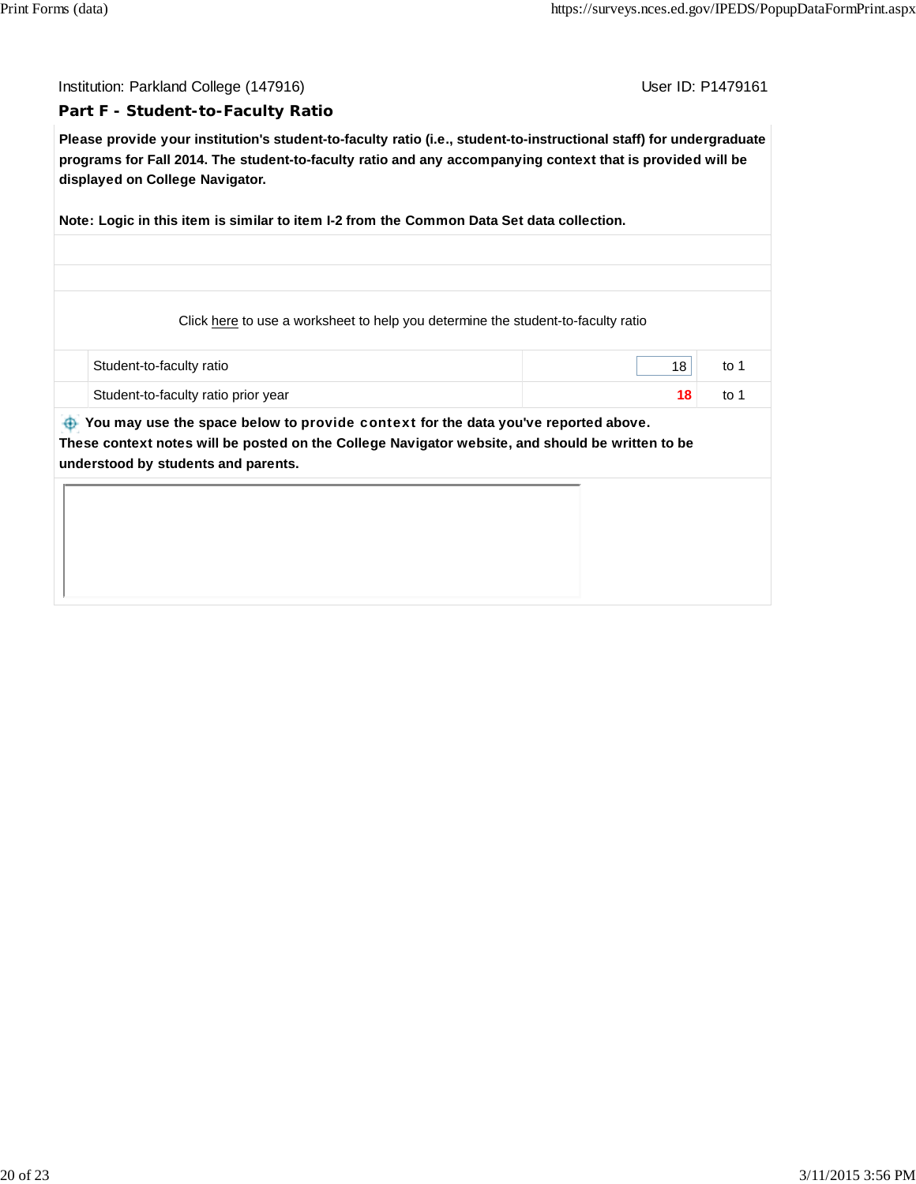Institution: Parkland College (147916)

User ID: P1479161

## Part F - Student-to-Faculty Ratio

**Please provide your institution's student-to-faculty ratio (i.e., student-to-instructional staff) for undergraduate programs for Fall 2014. The student-to-faculty ratio and any accompanying context that is provided will be displayed on College Navigator.**

**Note: Logic in this item is similar to item I-2 from the Common Data Set data collection.**

Click here to use a worksheet to help you determine the student-to-faculty ratio

| | | |
|---|---|---|
| Student-to-faculty ratio | 18 | to 1 |
| Student-to-faculty ratio prior year | **18** | to 1 |

**You may use the space below to provide context for the data you've reported above. These context notes will be posted on the College Navigator website, and should be written to be understood by students and parents.**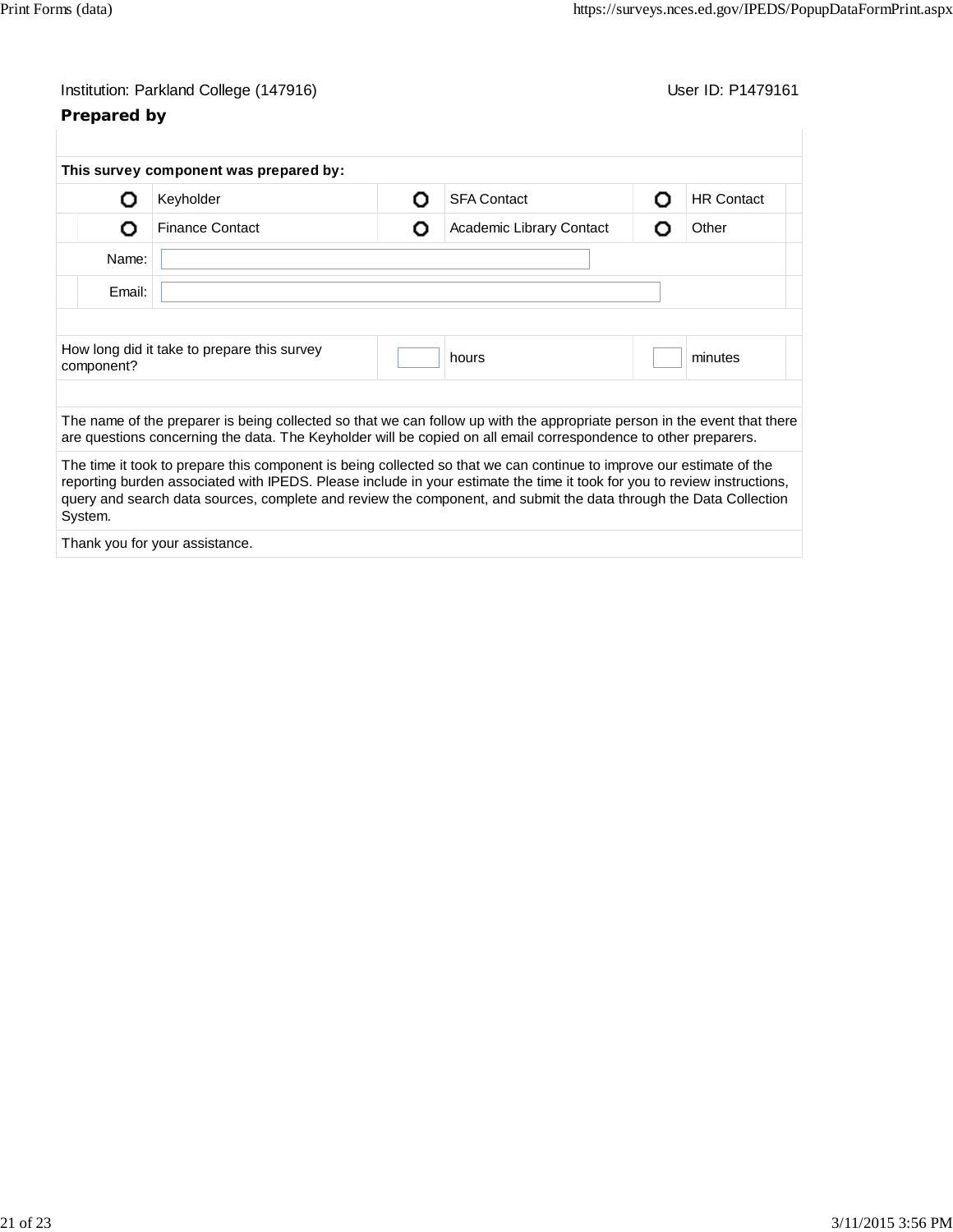Institution: Parkland College (147916) User ID: P1479161

## Prepared by

**This survey component was prepared by:**

| | | | | | |
|---|---|---|---|---|---|
| ○ | Keyholder | ○ | SFA Contact | ○ | HR Contact |
| ○ | Finance Contact | ○ | Academic Library Contact | ○ | Other |

Name:

Email:

| How long did it take to prepare this survey component? | | hours | | minutes |
|---|---|---|---|---|

The name of the preparer is being collected so that we can follow up with the appropriate person in the event that there are questions concerning the data. The Keyholder will be copied on all email correspondence to other preparers.

The time it took to prepare this component is being collected so that we can continue to improve our estimate of the reporting burden associated with IPEDS. Please include in your estimate the time it took for you to review instructions, query and search data sources, complete and review the component, and submit the data through the Data Collection System.

Thank you for your assistance.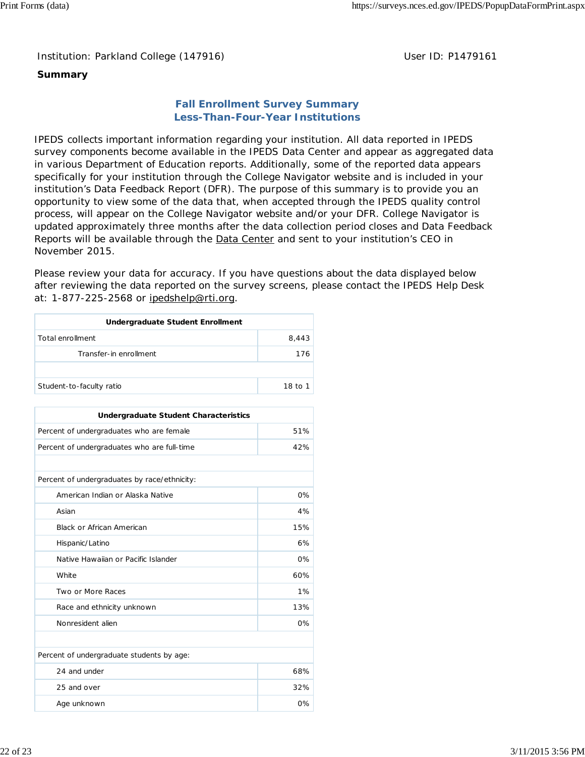Institution: Parkland College (147916) User ID: P1479161

**Summary**

## Fall Enrollment Survey Summary
## Less-Than-Four-Year Institutions

IPEDS collects important information regarding your institution. All data reported in IPEDS survey components become available in the IPEDS Data Center and appear as aggregated data in various Department of Education reports. Additionally, some of the reported data appears specifically for your institution through the College Navigator website and is included in your institution's Data Feedback Report (DFR). The purpose of this summary is to provide you an opportunity to view some of the data that, when accepted through the IPEDS quality control process, will appear on the College Navigator website and/or your DFR. College Navigator is updated approximately three months after the data collection period closes and Data Feedback Reports will be available through the Data Center and sent to your institution's CEO in November 2015.

Please review your data for accuracy. If you have questions about the data displayed below after reviewing the data reported on the survey screens, please contact the IPEDS Help Desk at: 1-877-225-2568 or ipedshelp@rti.org.

| Undergraduate Student Enrollment | |
|---|---|
| Total enrollment | 8,443 |
| Transfer-in enrollment | 176 |
| | |
| Student-to-faculty ratio | 18 to 1 |

| Undergraduate Student Characteristics | |
|---|---|
| Percent of undergraduates who are female | 51% |
| Percent of undergraduates who are full-time | 42% |
| | |
| Percent of undergraduates by race/ethnicity: | |
| American Indian or Alaska Native | 0% |
| Asian | 4% |
| Black or African American | 15% |
| Hispanic/Latino | 6% |
| Native Hawaiian or Pacific Islander | 0% |
| White | 60% |
| Two or More Races | 1% |
| Race and ethnicity unknown | 13% |
| Nonresident alien | 0% |
| | |
| Percent of undergraduate students by age: | |
| 24 and under | 68% |
| 25 and over | 32% |
| Age unknown | 0% |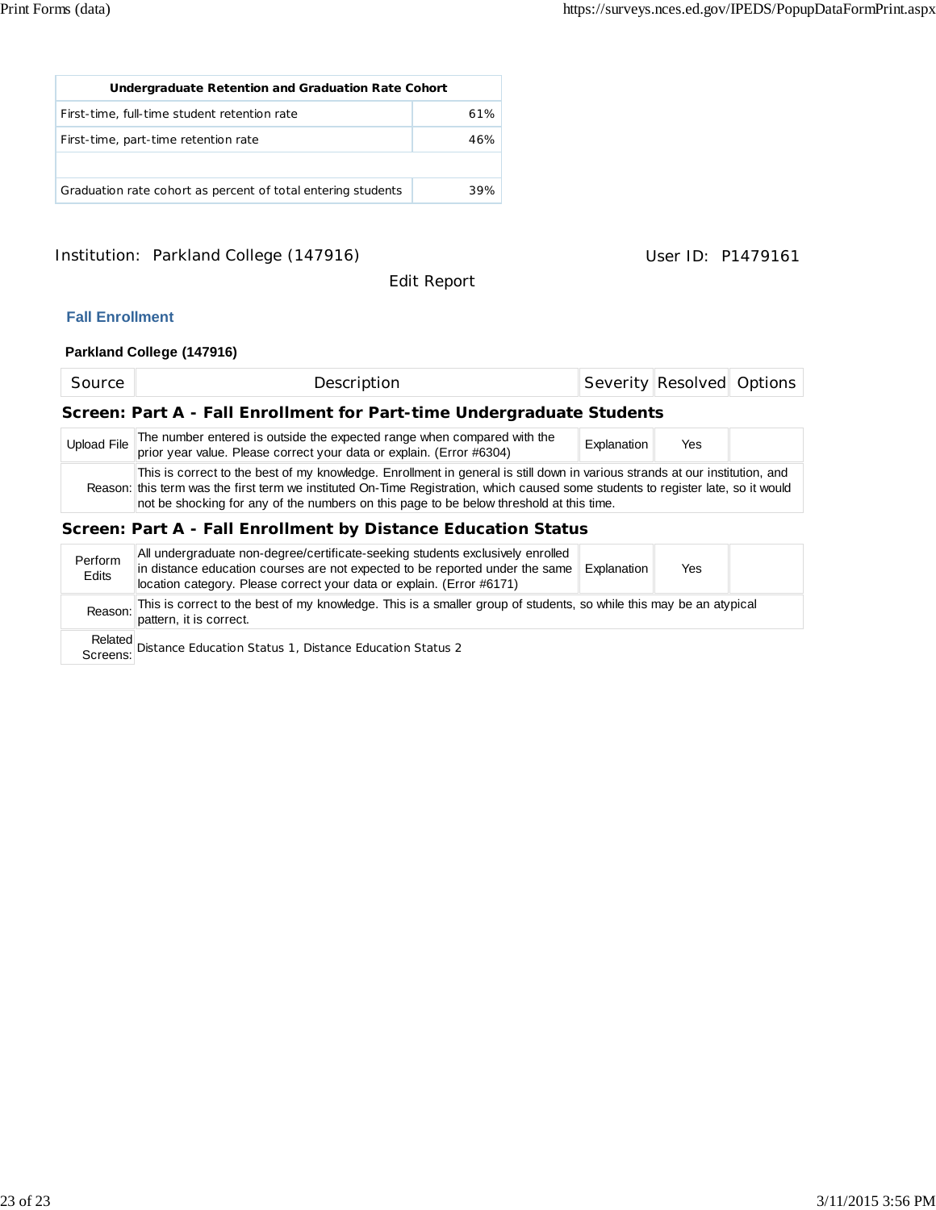| Undergraduate Retention and Graduation Rate Cohort | |
|---|---|
| First-time, full-time student retention rate | 61% |
| First-time, part-time retention rate | 46% |
| | |
| Graduation rate cohort as percent of total entering students | 39% |

Institution: Parkland College (147916) User ID: P1479161

Edit Report

### Fall Enrollment

**Parkland College (147916)**

| Source | Description | Severity | Resolved | Options |
|---|---|---|---|---|
| **Screen: Part A - Fall Enrollment for Part-time Undergraduate Students** | | | | |
| Upload File | The number entered is outside the expected range when compared with the prior year value. Please correct your data or explain. (Error #6304) | Explanation | Yes | |
| Reason: | This is correct to the best of my knowledge. Enrollment in general is still down in various strands at our institution, and this term was the first term we instituted On-Time Registration, which caused some students to register late, so it would not be shocking for any of the numbers on this page to be below threshold at this time. | | | |
| **Screen: Part A - Fall Enrollment by Distance Education Status** | | | | |
| Perform Edits | All undergraduate non-degree/certificate-seeking students exclusively enrolled in distance education courses are not expected to be reported under the same location category. Please correct your data or explain. (Error #6171) | Explanation | Yes | |
| Reason: | This is correct to the best of my knowledge. This is a smaller group of students, so while this may be an atypical pattern, it is correct. | | | |
| Related Screens: | Distance Education Status 1, Distance Education Status 2 | | | |